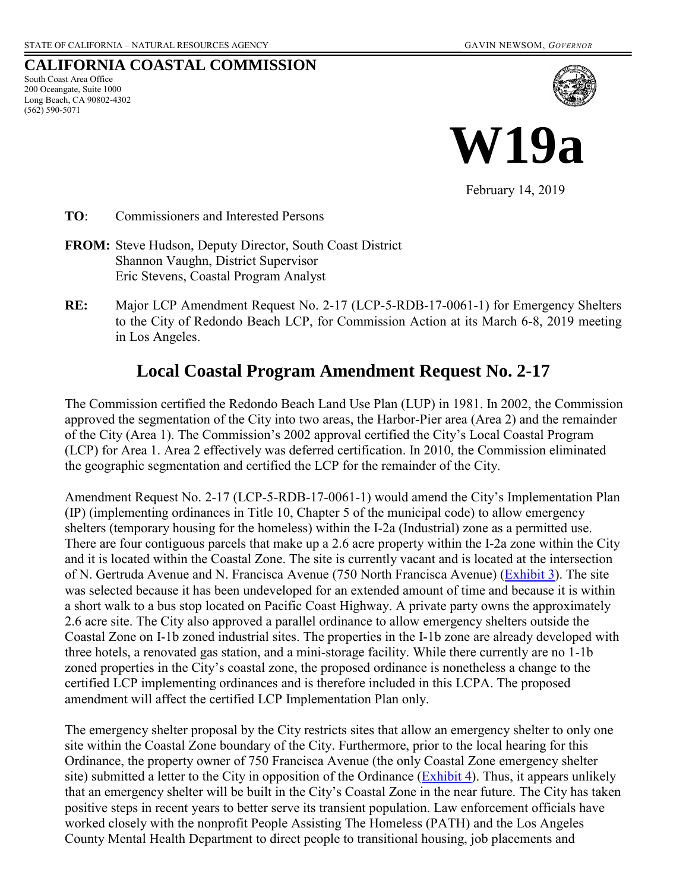STATE OF CALIFORNIA – NATURAL RESOURCES AGENCY GAVIN NEWSOM, *GOVERNOR*

# CALIFORNIA COASTAL COMMISSION

South Coast Area Office
200 Oceangate, Suite 1000
Long Beach, CA 90802-4302
(562) 590-5071

# W19a

February 14, 2019

**TO**: Commissioners and Interested Persons

**FROM:** Steve Hudson, Deputy Director, South Coast District
Shannon Vaughn, District Supervisor
Eric Stevens, Coastal Program Analyst

**RE:** Major LCP Amendment Request No. 2-17 (LCP-5-RDB-17-0061-1) for Emergency Shelters to the City of Redondo Beach LCP, for Commission Action at its March 6-8, 2019 meeting in Los Angeles.

## Local Coastal Program Amendment Request No. 2-17

The Commission certified the Redondo Beach Land Use Plan (LUP) in 1981. In 2002, the Commission approved the segmentation of the City into two areas, the Harbor-Pier area (Area 2) and the remainder of the City (Area 1). The Commission's 2002 approval certified the City's Local Coastal Program (LCP) for Area 1. Area 2 effectively was deferred certification. In 2010, the Commission eliminated the geographic segmentation and certified the LCP for the remainder of the City.

Amendment Request No. 2-17 (LCP-5-RDB-17-0061-1) would amend the City's Implementation Plan (IP) (implementing ordinances in Title 10, Chapter 5 of the municipal code) to allow emergency shelters (temporary housing for the homeless) within the I-2a (Industrial) zone as a permitted use. There are four contiguous parcels that make up a 2.6 acre property within the I-2a zone within the City and it is located within the Coastal Zone. The site is currently vacant and is located at the intersection of N. Gertruda Avenue and N. Francisca Avenue (750 North Francisca Avenue) (Exhibit 3). The site was selected because it has been undeveloped for an extended amount of time and because it is within a short walk to a bus stop located on Pacific Coast Highway. A private party owns the approximately 2.6 acre site. The City also approved a parallel ordinance to allow emergency shelters outside the Coastal Zone on I-1b zoned industrial sites. The properties in the I-1b zone are already developed with three hotels, a renovated gas station, and a mini-storage facility. While there currently are no 1-1b zoned properties in the City's coastal zone, the proposed ordinance is nonetheless a change to the certified LCP implementing ordinances and is therefore included in this LCPA. The proposed amendment will affect the certified LCP Implementation Plan only.

The emergency shelter proposal by the City restricts sites that allow an emergency shelter to only one site within the Coastal Zone boundary of the City. Furthermore, prior to the local hearing for this Ordinance, the property owner of 750 Francisca Avenue (the only Coastal Zone emergency shelter site) submitted a letter to the City in opposition of the Ordinance (Exhibit 4). Thus, it appears unlikely that an emergency shelter will be built in the City's Coastal Zone in the near future. The City has taken positive steps in recent years to better serve its transient population. Law enforcement officials have worked closely with the nonprofit People Assisting The Homeless (PATH) and the Los Angeles County Mental Health Department to direct people to transitional housing, job placements and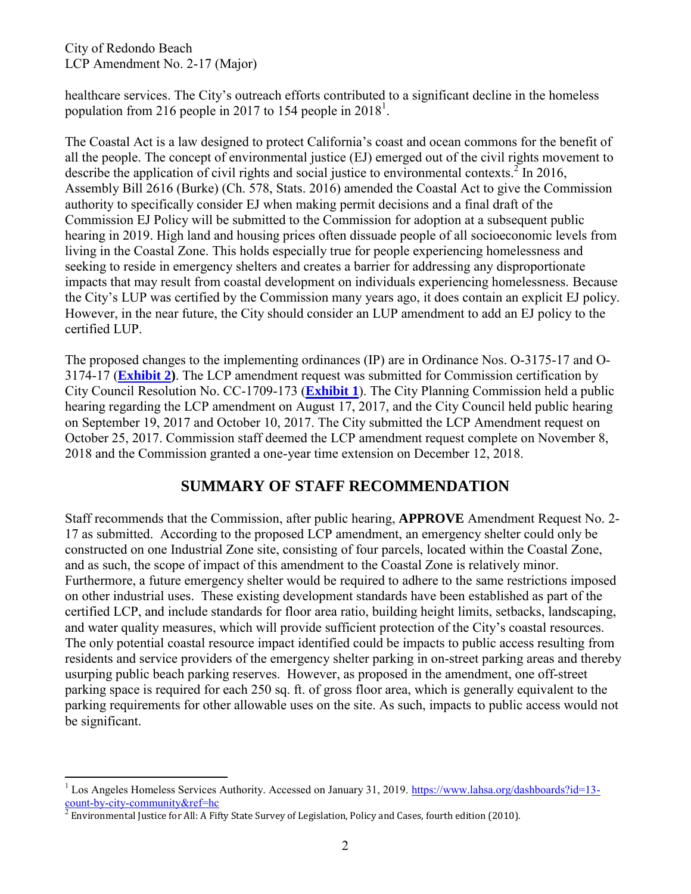healthcare services. The City's outreach efforts contributed to a significant decline in the homeless population from 216 people in 2017 to 154 people in 2018[1].

The Coastal Act is a law designed to protect California's coast and ocean commons for the benefit of all the people. The concept of environmental justice (EJ) emerged out of the civil rights movement to describe the application of civil rights and social justice to environmental contexts.[2] In 2016, Assembly Bill 2616 (Burke) (Ch. 578, Stats. 2016) amended the Coastal Act to give the Commission authority to specifically consider EJ when making permit decisions and a final draft of the Commission EJ Policy will be submitted to the Commission for adoption at a subsequent public hearing in 2019. High land and housing prices often dissuade people of all socioeconomic levels from living in the Coastal Zone. This holds especially true for people experiencing homelessness and seeking to reside in emergency shelters and creates a barrier for addressing any disproportionate impacts that may result from coastal development on individuals experiencing homelessness. Because the City's LUP was certified by the Commission many years ago, it does contain an explicit EJ policy. However, in the near future, the City should consider an LUP amendment to add an EJ policy to the certified LUP.

The proposed changes to the implementing ordinances (IP) are in Ordinance Nos. O-3175-17 and O-3174-17 (**Exhibit 2)**. The LCP amendment request was submitted for Commission certification by City Council Resolution No. CC-1709-173 (**Exhibit 1**). The City Planning Commission held a public hearing regarding the LCP amendment on August 17, 2017, and the City Council held public hearing on September 19, 2017 and October 10, 2017. The City submitted the LCP Amendment request on October 25, 2017. Commission staff deemed the LCP amendment request complete on November 8, 2018 and the Commission granted a one-year time extension on December 12, 2018.

## SUMMARY OF STAFF RECOMMENDATION

Staff recommends that the Commission, after public hearing, **APPROVE** Amendment Request No. 2-17 as submitted. According to the proposed LCP amendment, an emergency shelter could only be constructed on one Industrial Zone site, consisting of four parcels, located within the Coastal Zone, and as such, the scope of impact of this amendment to the Coastal Zone is relatively minor. Furthermore, a future emergency shelter would be required to adhere to the same restrictions imposed on other industrial uses. These existing development standards have been established as part of the certified LCP, and include standards for floor area ratio, building height limits, setbacks, landscaping, and water quality measures, which will provide sufficient protection of the City's coastal resources. The only potential coastal resource impact identified could be impacts to public access resulting from residents and service providers of the emergency shelter parking in on-street parking areas and thereby usurping public beach parking reserves. However, as proposed in the amendment, one off-street parking space is required for each 250 sq. ft. of gross floor area, which is generally equivalent to the parking requirements for other allowable uses on the site. As such, impacts to public access would not be significant.

---

[1] Los Angeles Homeless Services Authority. Accessed on January 31, 2019. https://www.lahsa.org/dashboards?id=13-count-by-city-community&ref=hc

[2] Environmental Justice for All: A Fifty State Survey of Legislation, Policy and Cases, fourth edition (2010).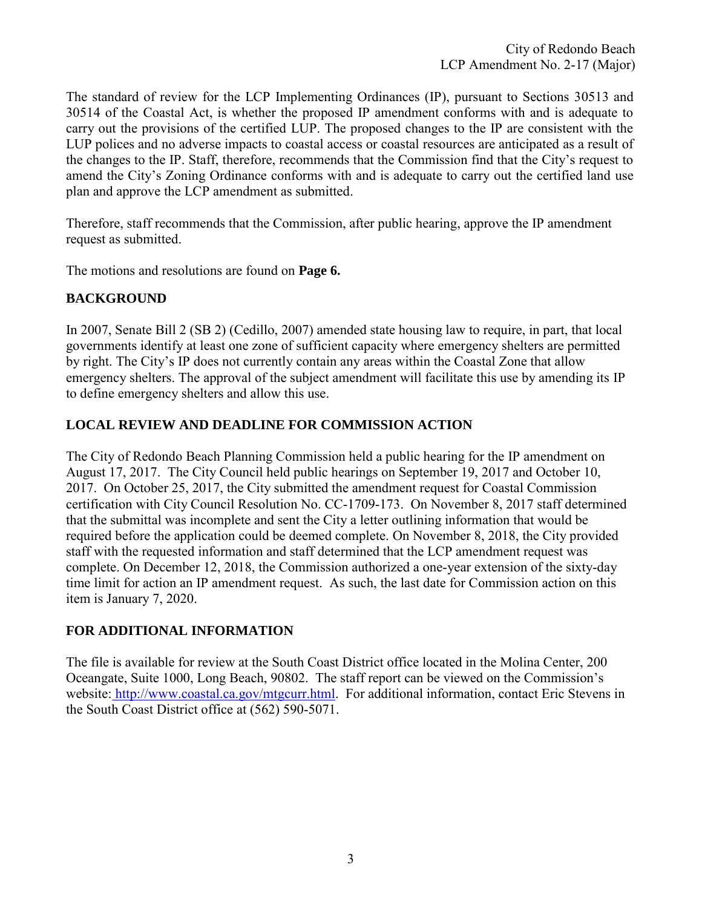The standard of review for the LCP Implementing Ordinances (IP), pursuant to Sections 30513 and 30514 of the Coastal Act, is whether the proposed IP amendment conforms with and is adequate to carry out the provisions of the certified LUP. The proposed changes to the IP are consistent with the LUP polices and no adverse impacts to coastal access or coastal resources are anticipated as a result of the changes to the IP. Staff, therefore, recommends that the Commission find that the City's request to amend the City's Zoning Ordinance conforms with and is adequate to carry out the certified land use plan and approve the LCP amendment as submitted.

Therefore, staff recommends that the Commission, after public hearing, approve the IP amendment request as submitted.

The motions and resolutions are found on **Page 6.**

## BACKGROUND

In 2007, Senate Bill 2 (SB 2) (Cedillo, 2007) amended state housing law to require, in part, that local governments identify at least one zone of sufficient capacity where emergency shelters are permitted by right. The City's IP does not currently contain any areas within the Coastal Zone that allow emergency shelters. The approval of the subject amendment will facilitate this use by amending its IP to define emergency shelters and allow this use.

## LOCAL REVIEW AND DEADLINE FOR COMMISSION ACTION

The City of Redondo Beach Planning Commission held a public hearing for the IP amendment on August 17, 2017. The City Council held public hearings on September 19, 2017 and October 10, 2017. On October 25, 2017, the City submitted the amendment request for Coastal Commission certification with City Council Resolution No. CC-1709-173. On November 8, 2017 staff determined that the submittal was incomplete and sent the City a letter outlining information that would be required before the application could be deemed complete. On November 8, 2018, the City provided staff with the requested information and staff determined that the LCP amendment request was complete. On December 12, 2018, the Commission authorized a one-year extension of the sixty-day time limit for action an IP amendment request. As such, the last date for Commission action on this item is January 7, 2020.

## FOR ADDITIONAL INFORMATION

The file is available for review at the South Coast District office located in the Molina Center, 200 Oceangate, Suite 1000, Long Beach, 90802. The staff report can be viewed on the Commission's website: http://www.coastal.ca.gov/mtgcurr.html. For additional information, contact Eric Stevens in the South Coast District office at (562) 590-5071.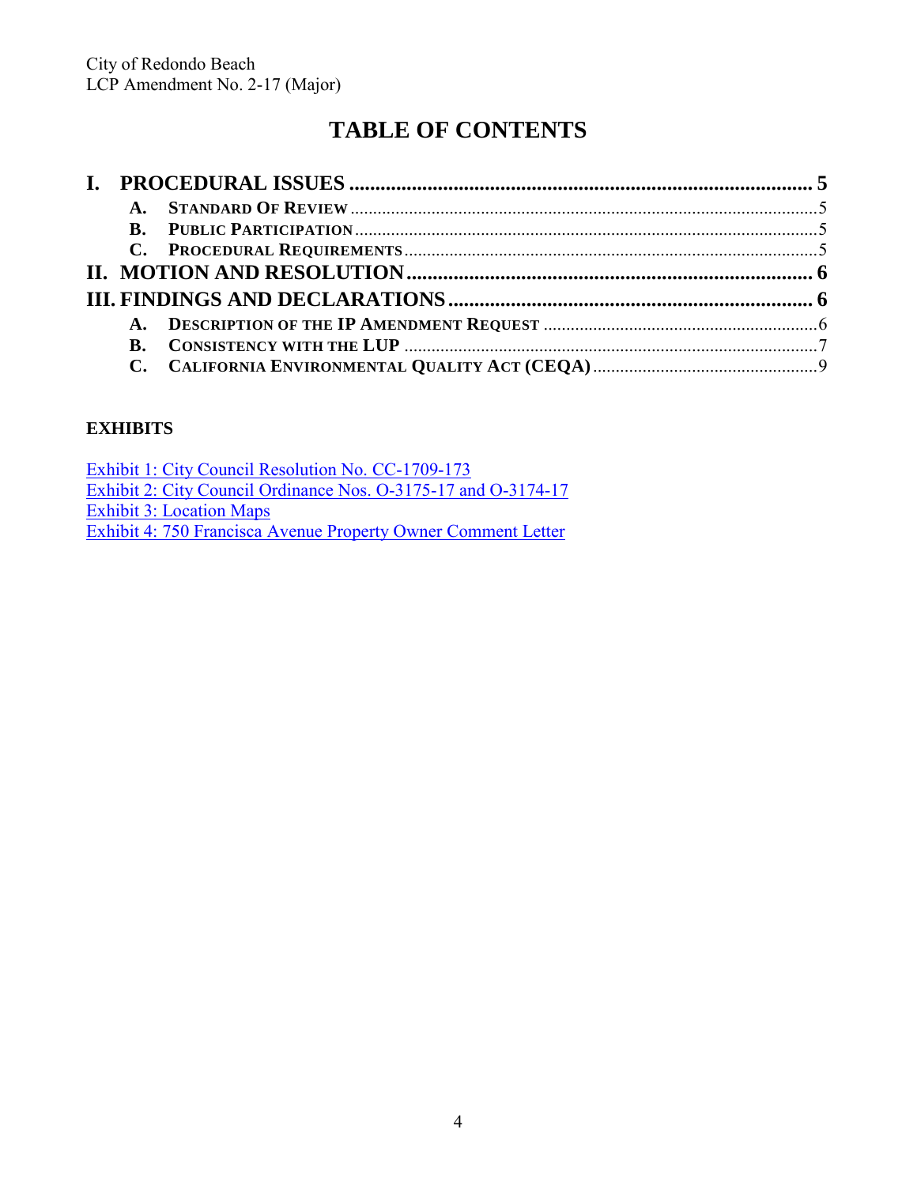# TABLE OF CONTENTS

**I. PROCEDURAL ISSUES** ........................................................................................ **5**

- **A. STANDARD OF REVIEW** ........................................................................................ 5
- **B. PUBLIC PARTICIPATION** ........................................................................................ 5
- **C. PROCEDURAL REQUIREMENTS** ........................................................................................ 5

**II. MOTION AND RESOLUTION** ........................................................................................ **6**

**III. FINDINGS AND DECLARATIONS** ........................................................................................ **6**

- **A. DESCRIPTION OF THE IP AMENDMENT REQUEST** ........................................................................................ 6
- **B. CONSISTENCY WITH THE LUP** ........................................................................................ 7
- **C. CALIFORNIA ENVIRONMENTAL QUALITY ACT (CEQA)** ........................................................................................ 9

**EXHIBITS**

Exhibit 1: City Council Resolution No. CC-1709-173
Exhibit 2: City Council Ordinance Nos. O-3175-17 and O-3174-17
Exhibit 3: Location Maps
Exhibit 4: 750 Francisca Avenue Property Owner Comment Letter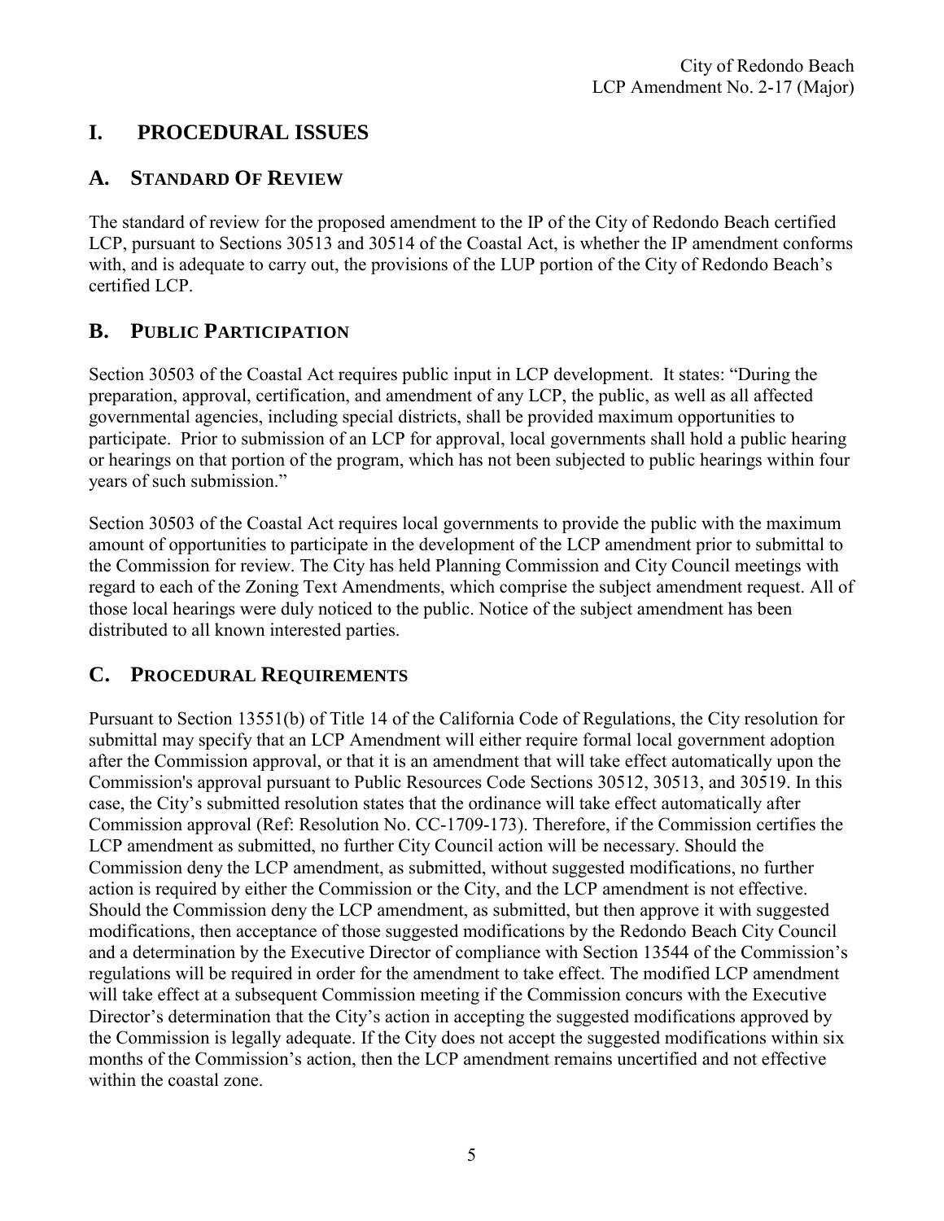# I. PROCEDURAL ISSUES

## A. STANDARD OF REVIEW

The standard of review for the proposed amendment to the IP of the City of Redondo Beach certified LCP, pursuant to Sections 30513 and 30514 of the Coastal Act, is whether the IP amendment conforms with, and is adequate to carry out, the provisions of the LUP portion of the City of Redondo Beach's certified LCP.

## B. PUBLIC PARTICIPATION

Section 30503 of the Coastal Act requires public input in LCP development. It states: "During the preparation, approval, certification, and amendment of any LCP, the public, as well as all affected governmental agencies, including special districts, shall be provided maximum opportunities to participate. Prior to submission of an LCP for approval, local governments shall hold a public hearing or hearings on that portion of the program, which has not been subjected to public hearings within four years of such submission."

Section 30503 of the Coastal Act requires local governments to provide the public with the maximum amount of opportunities to participate in the development of the LCP amendment prior to submittal to the Commission for review. The City has held Planning Commission and City Council meetings with regard to each of the Zoning Text Amendments, which comprise the subject amendment request. All of those local hearings were duly noticed to the public. Notice of the subject amendment has been distributed to all known interested parties.

## C. PROCEDURAL REQUIREMENTS

Pursuant to Section 13551(b) of Title 14 of the California Code of Regulations, the City resolution for submittal may specify that an LCP Amendment will either require formal local government adoption after the Commission approval, or that it is an amendment that will take effect automatically upon the Commission's approval pursuant to Public Resources Code Sections 30512, 30513, and 30519. In this case, the City's submitted resolution states that the ordinance will take effect automatically after Commission approval (Ref: Resolution No. CC-1709-173). Therefore, if the Commission certifies the LCP amendment as submitted, no further City Council action will be necessary. Should the Commission deny the LCP amendment, as submitted, without suggested modifications, no further action is required by either the Commission or the City, and the LCP amendment is not effective. Should the Commission deny the LCP amendment, as submitted, but then approve it with suggested modifications, then acceptance of those suggested modifications by the Redondo Beach City Council and a determination by the Executive Director of compliance with Section 13544 of the Commission's regulations will be required in order for the amendment to take effect. The modified LCP amendment will take effect at a subsequent Commission meeting if the Commission concurs with the Executive Director's determination that the City's action in accepting the suggested modifications approved by the Commission is legally adequate. If the City does not accept the suggested modifications within six months of the Commission's action, then the LCP amendment remains uncertified and not effective within the coastal zone.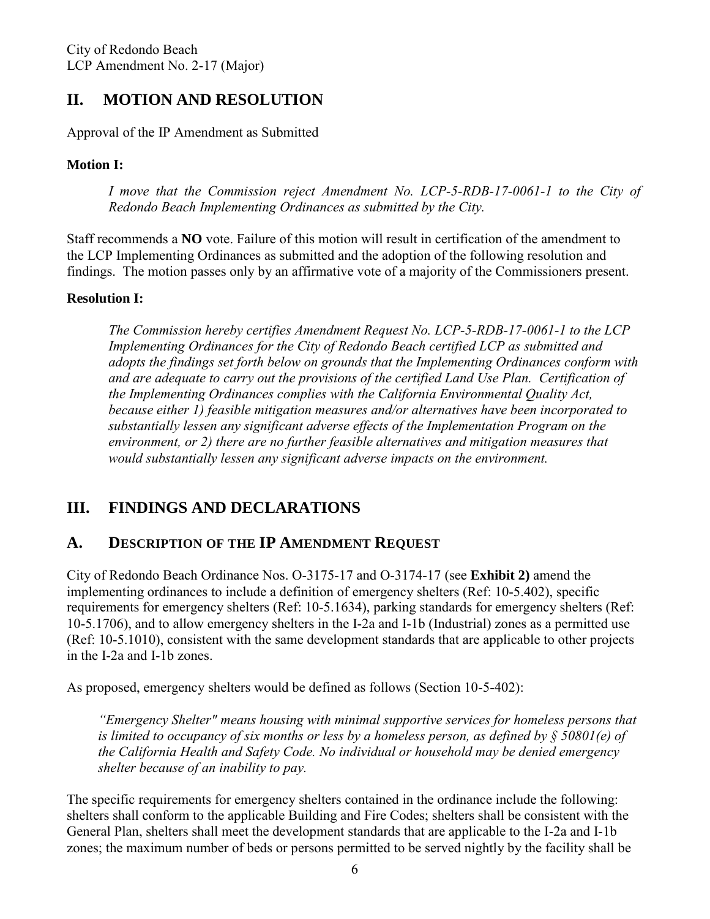## II. MOTION AND RESOLUTION

Approval of the IP Amendment as Submitted

**Motion I:**

> *I move that the Commission reject Amendment No. LCP-5-RDB-17-0061-1 to the City of Redondo Beach Implementing Ordinances as submitted by the City.*

Staff recommends a **NO** vote. Failure of this motion will result in certification of the amendment to the LCP Implementing Ordinances as submitted and the adoption of the following resolution and findings. The motion passes only by an affirmative vote of a majority of the Commissioners present.

**Resolution I:**

> *The Commission hereby certifies Amendment Request No. LCP-5-RDB-17-0061-1 to the LCP Implementing Ordinances for the City of Redondo Beach certified LCP as submitted and adopts the findings set forth below on grounds that the Implementing Ordinances conform with and are adequate to carry out the provisions of the certified Land Use Plan. Certification of the Implementing Ordinances complies with the California Environmental Quality Act, because either 1) feasible mitigation measures and/or alternatives have been incorporated to substantially lessen any significant adverse effects of the Implementation Program on the environment, or 2) there are no further feasible alternatives and mitigation measures that would substantially lessen any significant adverse impacts on the environment.*

## III. FINDINGS AND DECLARATIONS

### A. DESCRIPTION OF THE IP AMENDMENT REQUEST

City of Redondo Beach Ordinance Nos. O-3175-17 and O-3174-17 (see **Exhibit 2)** amend the implementing ordinances to include a definition of emergency shelters (Ref: 10-5.402), specific requirements for emergency shelters (Ref: 10-5.1634), parking standards for emergency shelters (Ref: 10-5.1706), and to allow emergency shelters in the I-2a and I-1b (Industrial) zones as a permitted use (Ref: 10-5.1010), consistent with the same development standards that are applicable to other projects in the I-2a and I-1b zones.

As proposed, emergency shelters would be defined as follows (Section 10-5-402):

> *"Emergency Shelter" means housing with minimal supportive services for homeless persons that is limited to occupancy of six months or less by a homeless person, as defined by § 50801(e) of the California Health and Safety Code. No individual or household may be denied emergency shelter because of an inability to pay.*

The specific requirements for emergency shelters contained in the ordinance include the following: shelters shall conform to the applicable Building and Fire Codes; shelters shall be consistent with the General Plan, shelters shall meet the development standards that are applicable to the I-2a and I-1b zones; the maximum number of beds or persons permitted to be served nightly by the facility shall be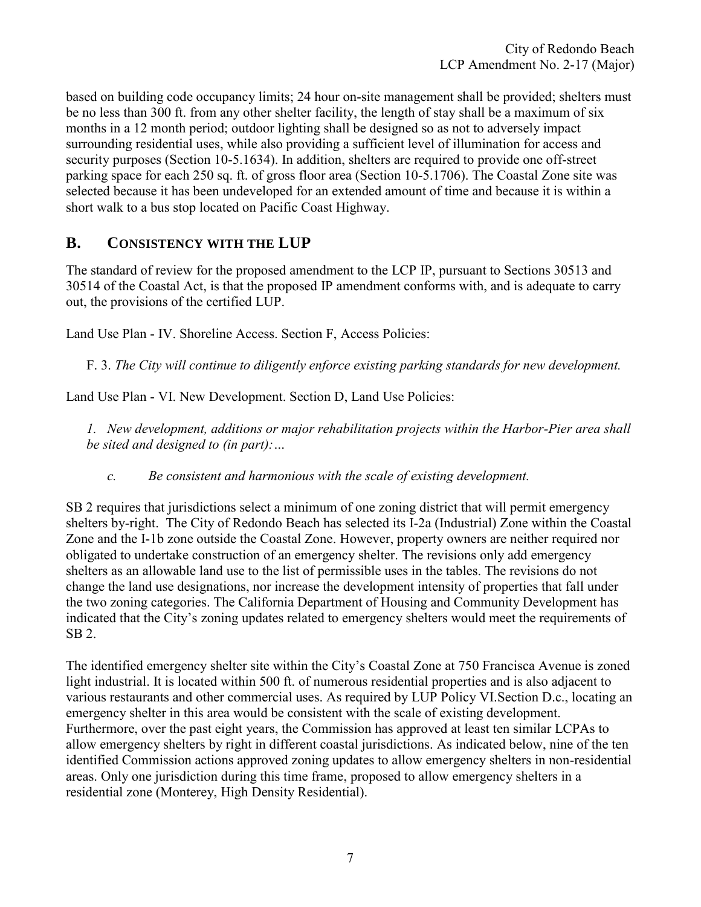based on building code occupancy limits; 24 hour on-site management shall be provided; shelters must be no less than 300 ft. from any other shelter facility, the length of stay shall be a maximum of six months in a 12 month period; outdoor lighting shall be designed so as not to adversely impact surrounding residential uses, while also providing a sufficient level of illumination for access and security purposes (Section 10-5.1634). In addition, shelters are required to provide one off-street parking space for each 250 sq. ft. of gross floor area (Section 10-5.1706). The Coastal Zone site was selected because it has been undeveloped for an extended amount of time and because it is within a short walk to a bus stop located on Pacific Coast Highway.

## B. CONSISTENCY WITH THE LUP

The standard of review for the proposed amendment to the LCP IP, pursuant to Sections 30513 and 30514 of the Coastal Act, is that the proposed IP amendment conforms with, and is adequate to carry out, the provisions of the certified LUP.

Land Use Plan - IV. Shoreline Access. Section F, Access Policies:

F. 3. *The City will continue to diligently enforce existing parking standards for new development.*

Land Use Plan - VI. New Development. Section D, Land Use Policies:

*1. New development, additions or major rehabilitation projects within the Harbor-Pier area shall be sited and designed to (in part):…*

*c. Be consistent and harmonious with the scale of existing development.*

SB 2 requires that jurisdictions select a minimum of one zoning district that will permit emergency shelters by-right. The City of Redondo Beach has selected its I-2a (Industrial) Zone within the Coastal Zone and the I-1b zone outside the Coastal Zone. However, property owners are neither required nor obligated to undertake construction of an emergency shelter. The revisions only add emergency shelters as an allowable land use to the list of permissible uses in the tables. The revisions do not change the land use designations, nor increase the development intensity of properties that fall under the two zoning categories. The California Department of Housing and Community Development has indicated that the City's zoning updates related to emergency shelters would meet the requirements of SB 2.

The identified emergency shelter site within the City's Coastal Zone at 750 Francisca Avenue is zoned light industrial. It is located within 500 ft. of numerous residential properties and is also adjacent to various restaurants and other commercial uses. As required by LUP Policy VI.Section D.c., locating an emergency shelter in this area would be consistent with the scale of existing development. Furthermore, over the past eight years, the Commission has approved at least ten similar LCPAs to allow emergency shelters by right in different coastal jurisdictions. As indicated below, nine of the ten identified Commission actions approved zoning updates to allow emergency shelters in non-residential areas. Only one jurisdiction during this time frame, proposed to allow emergency shelters in a residential zone (Monterey, High Density Residential).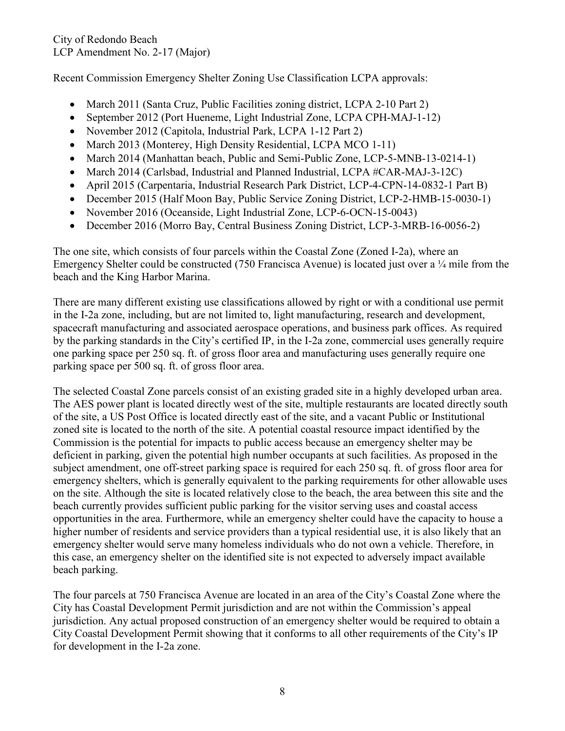Recent Commission Emergency Shelter Zoning Use Classification LCPA approvals:

- March 2011 (Santa Cruz, Public Facilities zoning district, LCPA 2-10 Part 2)
- September 2012 (Port Hueneme, Light Industrial Zone, LCPA CPH-MAJ-1-12)
- November 2012 (Capitola, Industrial Park, LCPA 1-12 Part 2)
- March 2013 (Monterey, High Density Residential, LCPA MCO 1-11)
- March 2014 (Manhattan beach, Public and Semi-Public Zone, LCP-5-MNB-13-0214-1)
- March 2014 (Carlsbad, Industrial and Planned Industrial, LCPA #CAR-MAJ-3-12C)
- April 2015 (Carpentaria, Industrial Research Park District, LCP-4-CPN-14-0832-1 Part B)
- December 2015 (Half Moon Bay, Public Service Zoning District, LCP-2-HMB-15-0030-1)
- November 2016 (Oceanside, Light Industrial Zone, LCP-6-OCN-15-0043)
- December 2016 (Morro Bay, Central Business Zoning District, LCP-3-MRB-16-0056-2)

The one site, which consists of four parcels within the Coastal Zone (Zoned I-2a), where an Emergency Shelter could be constructed (750 Francisca Avenue) is located just over a ¼ mile from the beach and the King Harbor Marina.

There are many different existing use classifications allowed by right or with a conditional use permit in the I-2a zone, including, but are not limited to, light manufacturing, research and development, spacecraft manufacturing and associated aerospace operations, and business park offices. As required by the parking standards in the City's certified IP, in the I-2a zone, commercial uses generally require one parking space per 250 sq. ft. of gross floor area and manufacturing uses generally require one parking space per 500 sq. ft. of gross floor area.

The selected Coastal Zone parcels consist of an existing graded site in a highly developed urban area. The AES power plant is located directly west of the site, multiple restaurants are located directly south of the site, a US Post Office is located directly east of the site, and a vacant Public or Institutional zoned site is located to the north of the site. A potential coastal resource impact identified by the Commission is the potential for impacts to public access because an emergency shelter may be deficient in parking, given the potential high number occupants at such facilities. As proposed in the subject amendment, one off-street parking space is required for each 250 sq. ft. of gross floor area for emergency shelters, which is generally equivalent to the parking requirements for other allowable uses on the site. Although the site is located relatively close to the beach, the area between this site and the beach currently provides sufficient public parking for the visitor serving uses and coastal access opportunities in the area. Furthermore, while an emergency shelter could have the capacity to house a higher number of residents and service providers than a typical residential use, it is also likely that an emergency shelter would serve many homeless individuals who do not own a vehicle. Therefore, in this case, an emergency shelter on the identified site is not expected to adversely impact available beach parking.

The four parcels at 750 Francisca Avenue are located in an area of the City's Coastal Zone where the City has Coastal Development Permit jurisdiction and are not within the Commission's appeal jurisdiction. Any actual proposed construction of an emergency shelter would be required to obtain a City Coastal Development Permit showing that it conforms to all other requirements of the City's IP for development in the I-2a zone.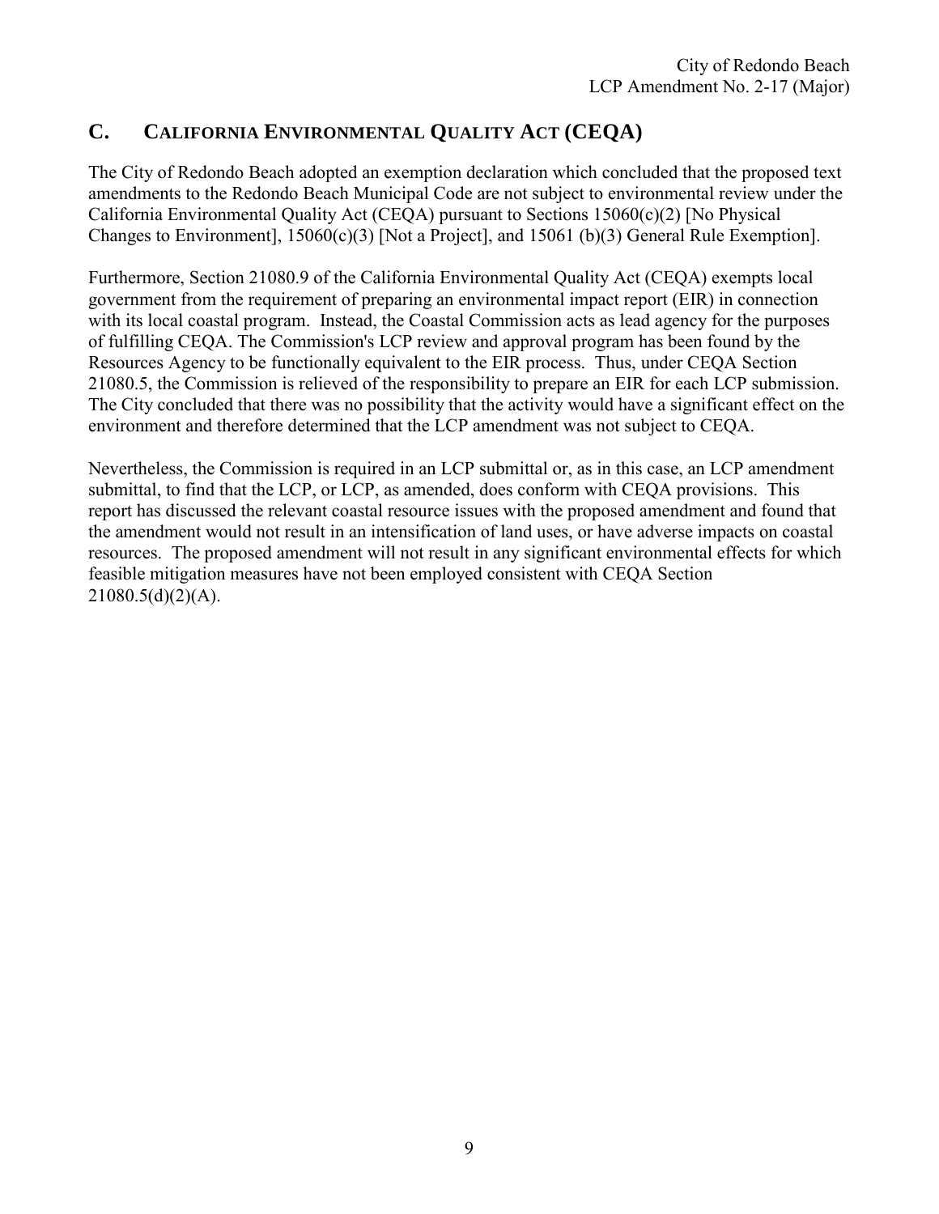## C. CALIFORNIA ENVIRONMENTAL QUALITY ACT (CEQA)

The City of Redondo Beach adopted an exemption declaration which concluded that the proposed text amendments to the Redondo Beach Municipal Code are not subject to environmental review under the California Environmental Quality Act (CEQA) pursuant to Sections 15060(c)(2) [No Physical Changes to Environment], 15060(c)(3) [Not a Project], and 15061 (b)(3) General Rule Exemption].

Furthermore, Section 21080.9 of the California Environmental Quality Act (CEQA) exempts local government from the requirement of preparing an environmental impact report (EIR) in connection with its local coastal program. Instead, the Coastal Commission acts as lead agency for the purposes of fulfilling CEQA. The Commission's LCP review and approval program has been found by the Resources Agency to be functionally equivalent to the EIR process. Thus, under CEQA Section 21080.5, the Commission is relieved of the responsibility to prepare an EIR for each LCP submission. The City concluded that there was no possibility that the activity would have a significant effect on the environment and therefore determined that the LCP amendment was not subject to CEQA.

Nevertheless, the Commission is required in an LCP submittal or, as in this case, an LCP amendment submittal, to find that the LCP, or LCP, as amended, does conform with CEQA provisions. This report has discussed the relevant coastal resource issues with the proposed amendment and found that the amendment would not result in an intensification of land uses, or have adverse impacts on coastal resources. The proposed amendment will not result in any significant environmental effects for which feasible mitigation measures have not been employed consistent with CEQA Section 21080.5(d)(2)(A).